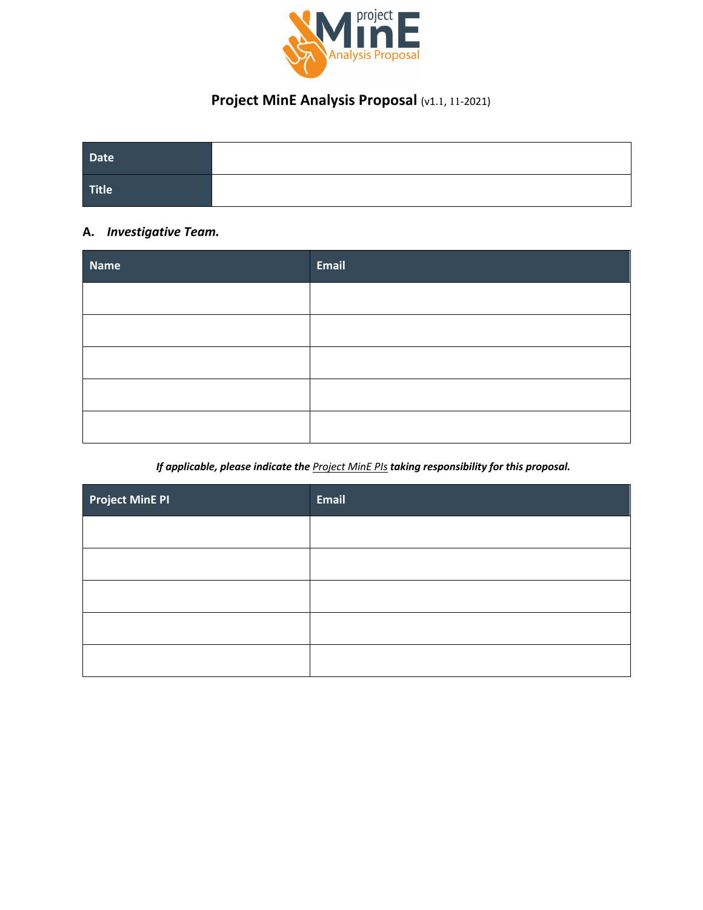# Project MinE Analysis Proposal (v1.1, 11-2021)

| Date | |
|---|---|
| Title | |

## A. *Investigative Team.*

| Name | Email |
|---|---|
| | |
| | |
| | |
| | |
| | |

***If applicable, please indicate the Project MinE PIs taking responsibility for this proposal.***

| Project MinE PI | Email |
|---|---|
| | |
| | |
| | |
| | |
| | |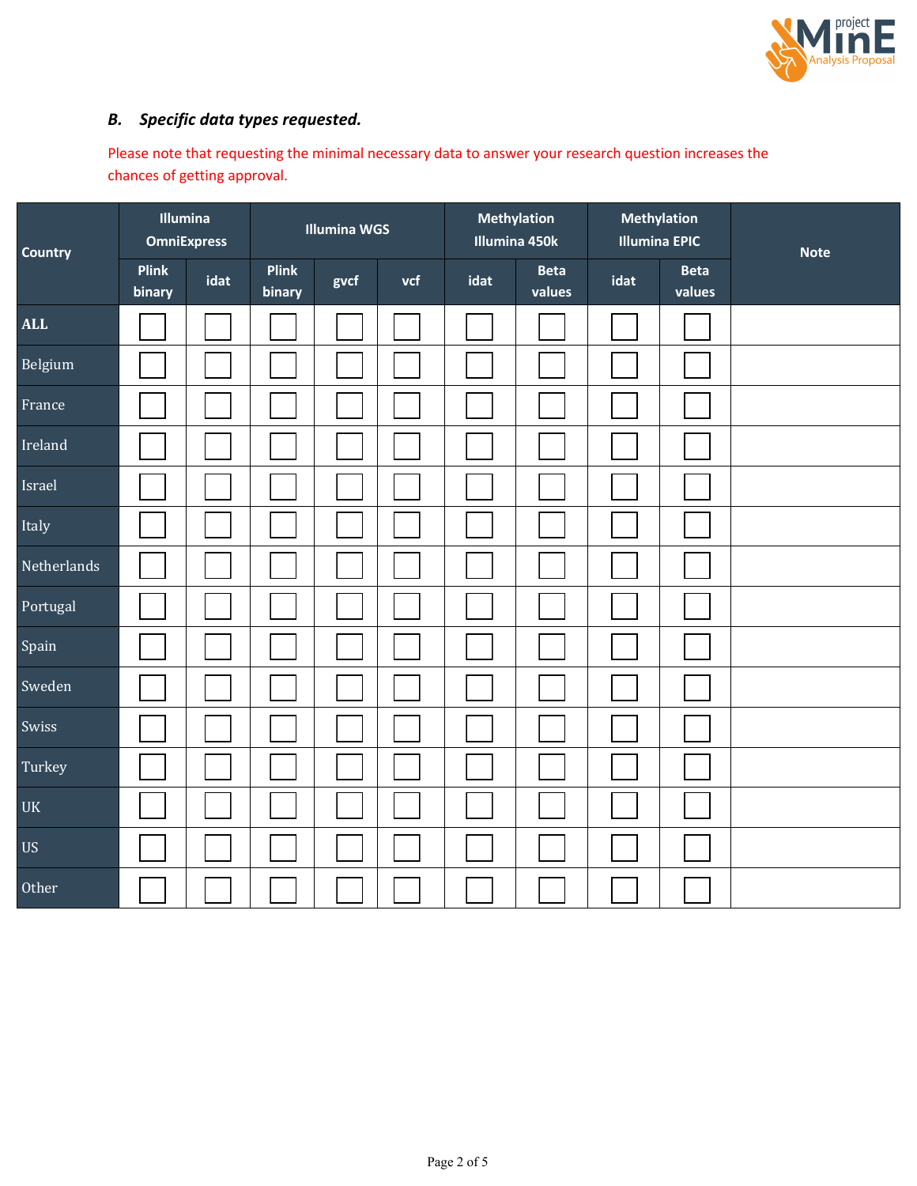### *B. Specific data types requested.*

Please note that requesting the minimal necessary data to answer your research question increases the chances of getting approval.

| Country | Illumina OmniExpress | | Illumina WGS | | | Methylation Illumina 450k | | Methylation Illumina EPIC | | Note |
|---|---|---|---|---|---|---|---|---|---|---|
| | Plink binary | idat | Plink binary | gvcf | vcf | idat | Beta values | idat | Beta values | |
| **ALL** | ☐ | ☐ | ☐ | ☐ | ☐ | ☐ | ☐ | ☐ | ☐ | |
| Belgium | ☐ | ☐ | ☐ | ☐ | ☐ | ☐ | ☐ | ☐ | ☐ | |
| France | ☐ | ☐ | ☐ | ☐ | ☐ | ☐ | ☐ | ☐ | ☐ | |
| Ireland | ☐ | ☐ | ☐ | ☐ | ☐ | ☐ | ☐ | ☐ | ☐ | |
| Israel | ☐ | ☐ | ☐ | ☐ | ☐ | ☐ | ☐ | ☐ | ☐ | |
| Italy | ☐ | ☐ | ☐ | ☐ | ☐ | ☐ | ☐ | ☐ | ☐ | |
| Netherlands | ☐ | ☐ | ☐ | ☐ | ☐ | ☐ | ☐ | ☐ | ☐ | |
| Portugal | ☐ | ☐ | ☐ | ☐ | ☐ | ☐ | ☐ | ☐ | ☐ | |
| Spain | ☐ | ☐ | ☐ | ☐ | ☐ | ☐ | ☐ | ☐ | ☐ | |
| Sweden | ☐ | ☐ | ☐ | ☐ | ☐ | ☐ | ☐ | ☐ | ☐ | |
| Swiss | ☐ | ☐ | ☐ | ☐ | ☐ | ☐ | ☐ | ☐ | ☐ | |
| Turkey | ☐ | ☐ | ☐ | ☐ | ☐ | ☐ | ☐ | ☐ | ☐ | |
| UK | ☐ | ☐ | ☐ | ☐ | ☐ | ☐ | ☐ | ☐ | ☐ | |
| US | ☐ | ☐ | ☐ | ☐ | ☐ | ☐ | ☐ | ☐ | ☐ | |
| Other | ☐ | ☐ | ☐ | ☐ | ☐ | ☐ | ☐ | ☐ | ☐ | |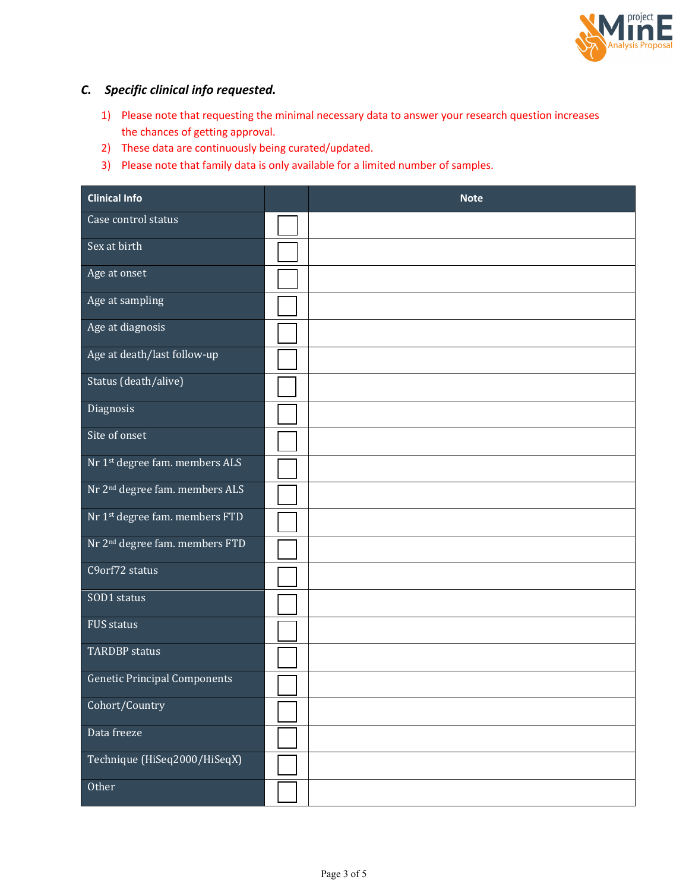### C. *Specific clinical info requested.*

1) Please note that requesting the minimal necessary data to answer your research question increases the chances of getting approval.
2) These data are continuously being curated/updated.
3) Please note that family data is only available for a limited number of samples.

| Clinical Info | | Note |
|---|---|---|
| Case control status | ☐ | |
| Sex at birth | ☐ | |
| Age at onset | ☐ | |
| Age at sampling | ☐ | |
| Age at diagnosis | ☐ | |
| Age at death/last follow-up | ☐ | |
| Status (death/alive) | ☐ | |
| Diagnosis | ☐ | |
| Site of onset | ☐ | |
| Nr 1st degree fam. members ALS | ☐ | |
| Nr 2nd degree fam. members ALS | ☐ | |
| Nr 1st degree fam. members FTD | ☐ | |
| Nr 2nd degree fam. members FTD | ☐ | |
| C9orf72 status | ☐ | |
| SOD1 status | ☐ | |
| FUS status | ☐ | |
| TARDBP status | ☐ | |
| Genetic Principal Components | ☐ | |
| Cohort/Country | ☐ | |
| Data freeze | ☐ | |
| Technique (HiSeq2000/HiSeqX) | ☐ | |
| Other | ☐ | |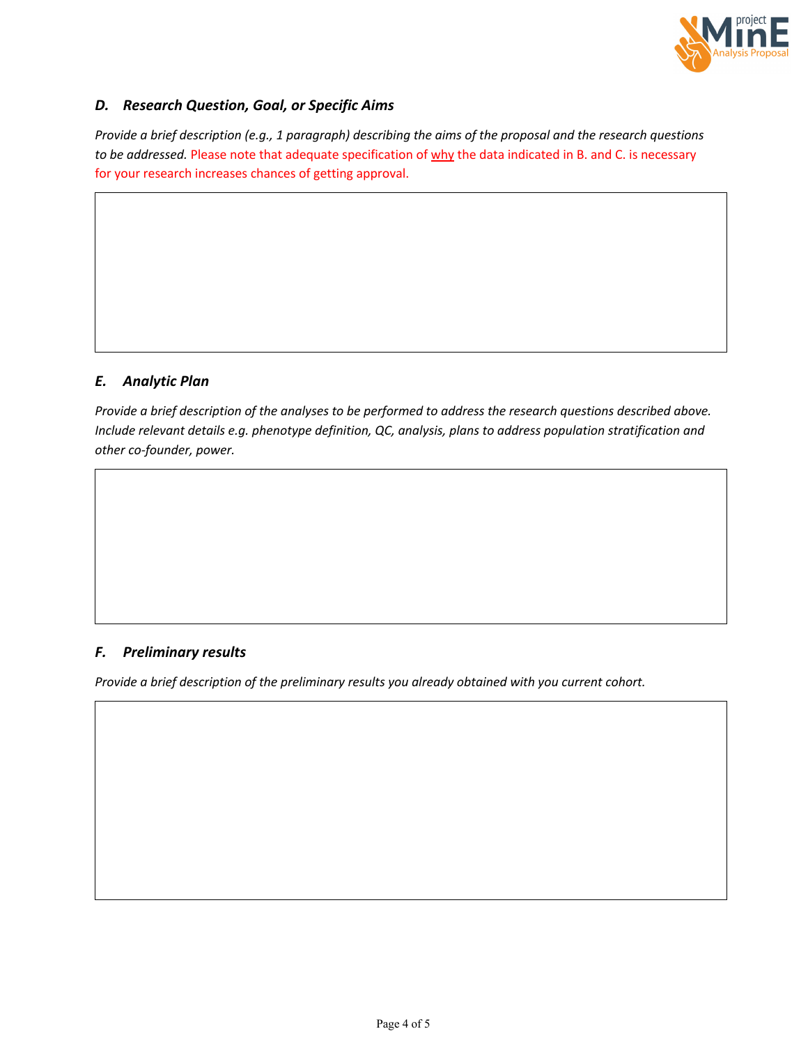### *D. Research Question, Goal, or Specific Aims*

*Provide a brief description (e.g., 1 paragraph) describing the aims of the proposal and the research questions to be addressed.* Please note that adequate specification of why the data indicated in B. and C. is necessary for your research increases chances of getting approval.

### *E. Analytic Plan*

*Provide a brief description of the analyses to be performed to address the research questions described above. Include relevant details e.g. phenotype definition, QC, analysis, plans to address population stratification and other co-founder, power.*

### *F. Preliminary results*

*Provide a brief description of the preliminary results you already obtained with you current cohort.*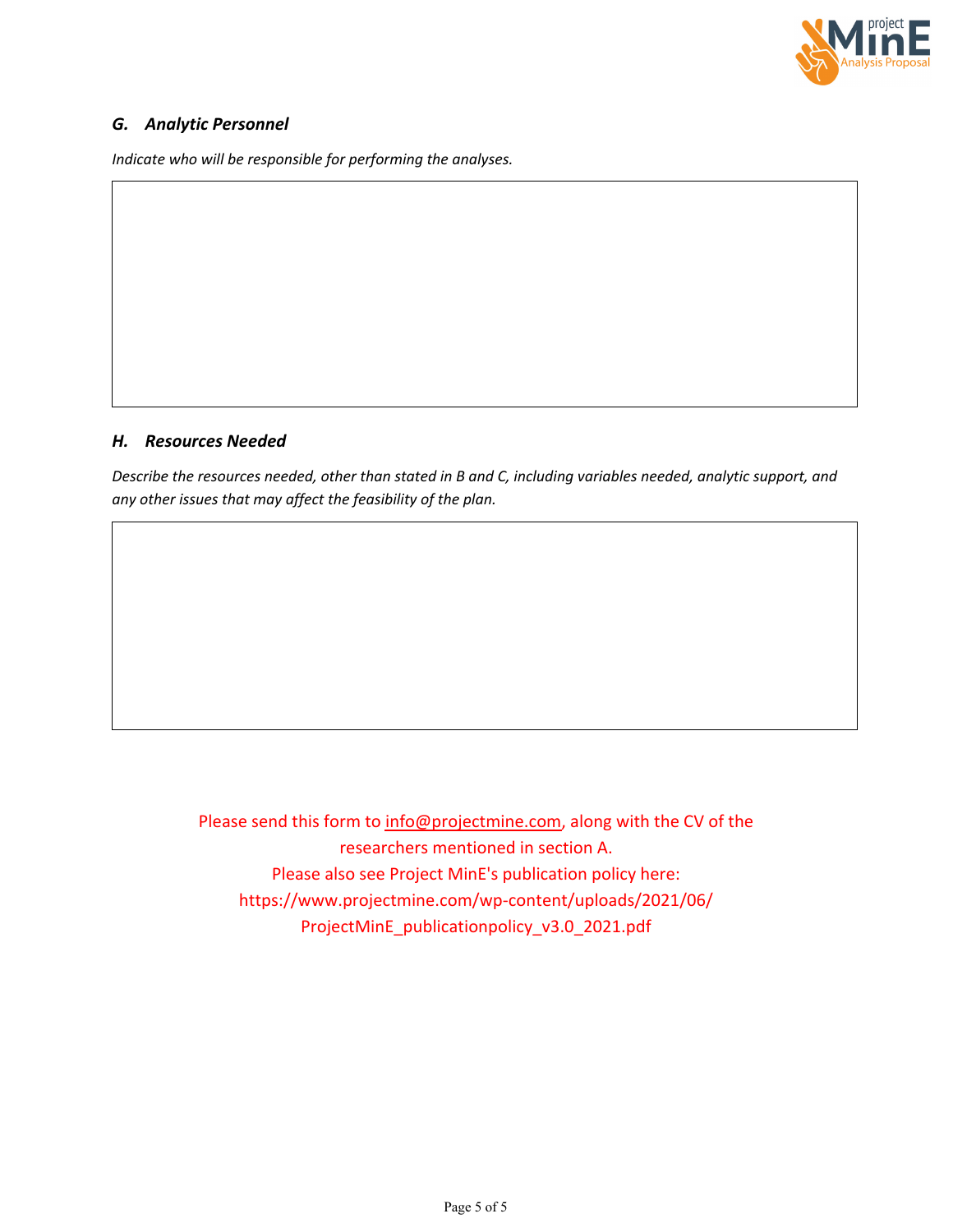### *G. Analytic Personnel*

*Indicate who will be responsible for performing the analyses.*

### *H. Resources Needed*

*Describe the resources needed, other than stated in B and C, including variables needed, analytic support, and any other issues that may affect the feasibility of the plan.*

Please send this form to info@projectmine.com, along with the CV of the researchers mentioned in section A.
Please also see Project MinE's publication policy here:
https://www.projectmine.com/wp-content/uploads/2021/06/ProjectMinE_publicationpolicy_v3.0_2021.pdf